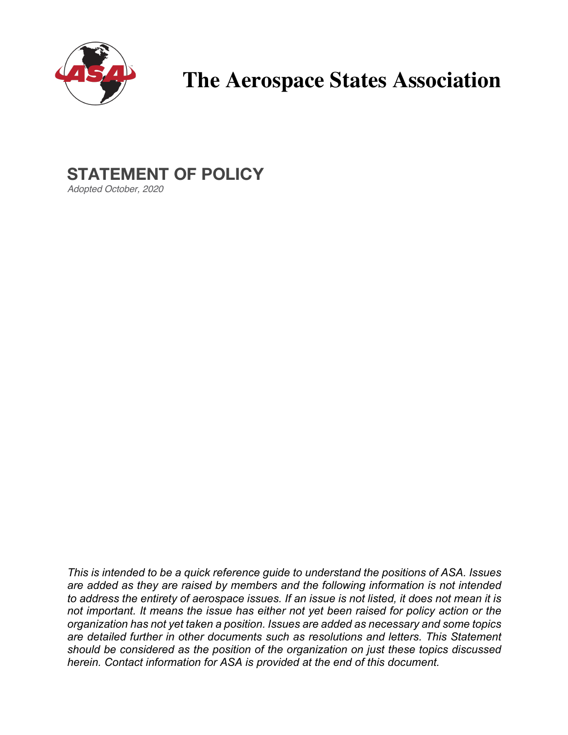# The Aerospace States Association

## STATEMENT OF POLICY

*Adopted October, 2020*

*This is intended to be a quick reference guide to understand the positions of ASA. Issues are added as they are raised by members and the following information is not intended to address the entirety of aerospace issues. If an issue is not listed, it does not mean it is not important. It means the issue has either not yet been raised for policy action or the organization has not yet taken a position. Issues are added as necessary and some topics are detailed further in other documents such as resolutions and letters. This Statement should be considered as the position of the organization on just these topics discussed herein. Contact information for ASA is provided at the end of this document.*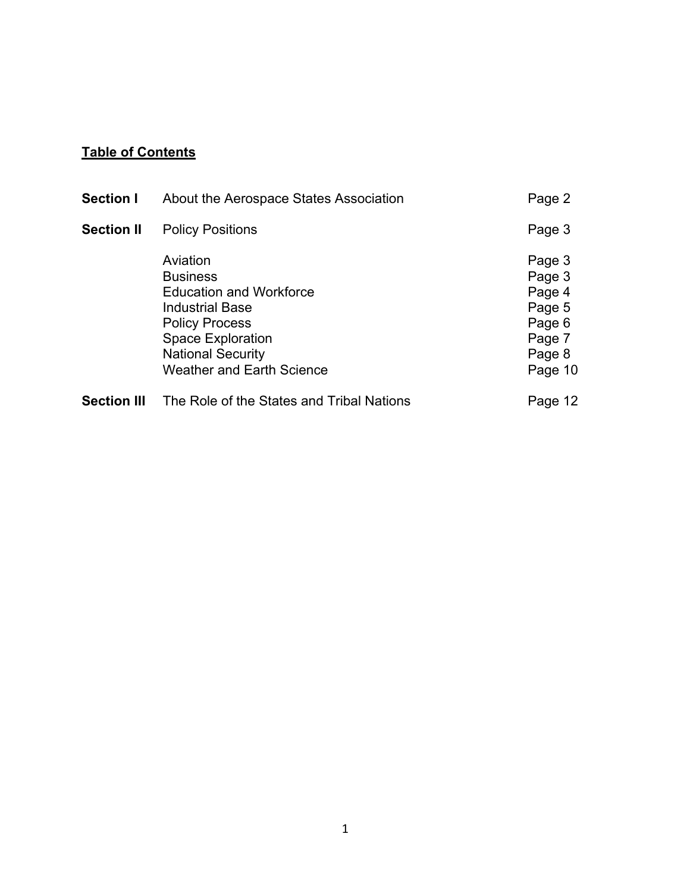**Table of Contents**

| | | |
|---|---|---|
| **Section I** | About the Aerospace States Association | Page 2 |
| **Section II** | Policy Positions | Page 3 |
| | Aviation | Page 3 |
| | Business | Page 3 |
| | Education and Workforce | Page 4 |
| | Industrial Base | Page 5 |
| | Policy Process | Page 6 |
| | Space Exploration | Page 7 |
| | National Security | Page 8 |
| | Weather and Earth Science | Page 10 |
| **Section III** | The Role of the States and Tribal Nations | Page 12 |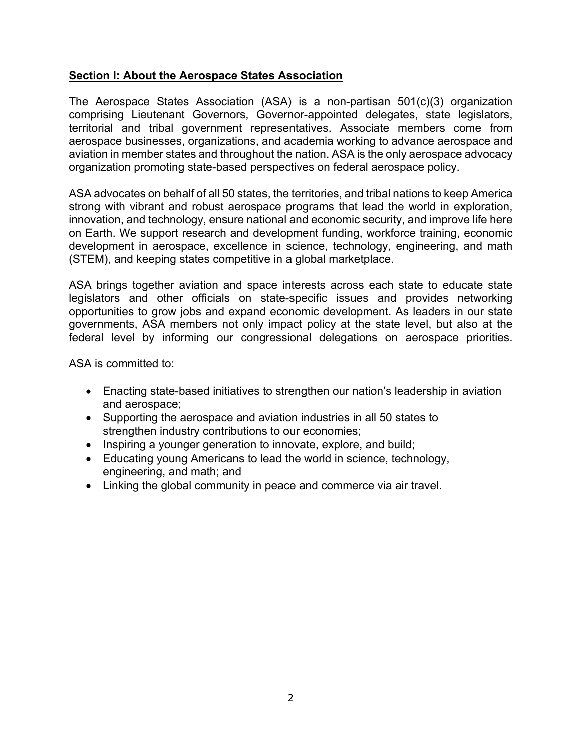## Section I: About the Aerospace States Association

The Aerospace States Association (ASA) is a non-partisan 501(c)(3) organization comprising Lieutenant Governors, Governor-appointed delegates, state legislators, territorial and tribal government representatives. Associate members come from aerospace businesses, organizations, and academia working to advance aerospace and aviation in member states and throughout the nation. ASA is the only aerospace advocacy organization promoting state-based perspectives on federal aerospace policy.

ASA advocates on behalf of all 50 states, the territories, and tribal nations to keep America strong with vibrant and robust aerospace programs that lead the world in exploration, innovation, and technology, ensure national and economic security, and improve life here on Earth. We support research and development funding, workforce training, economic development in aerospace, excellence in science, technology, engineering, and math (STEM), and keeping states competitive in a global marketplace.

ASA brings together aviation and space interests across each state to educate state legislators and other officials on state-specific issues and provides networking opportunities to grow jobs and expand economic development. As leaders in our state governments, ASA members not only impact policy at the state level, but also at the federal level by informing our congressional delegations on aerospace priorities.

ASA is committed to:

- Enacting state-based initiatives to strengthen our nation's leadership in aviation and aerospace;
- Supporting the aerospace and aviation industries in all 50 states to strengthen industry contributions to our economies;
- Inspiring a younger generation to innovate, explore, and build;
- Educating young Americans to lead the world in science, technology, engineering, and math; and
- Linking the global community in peace and commerce via air travel.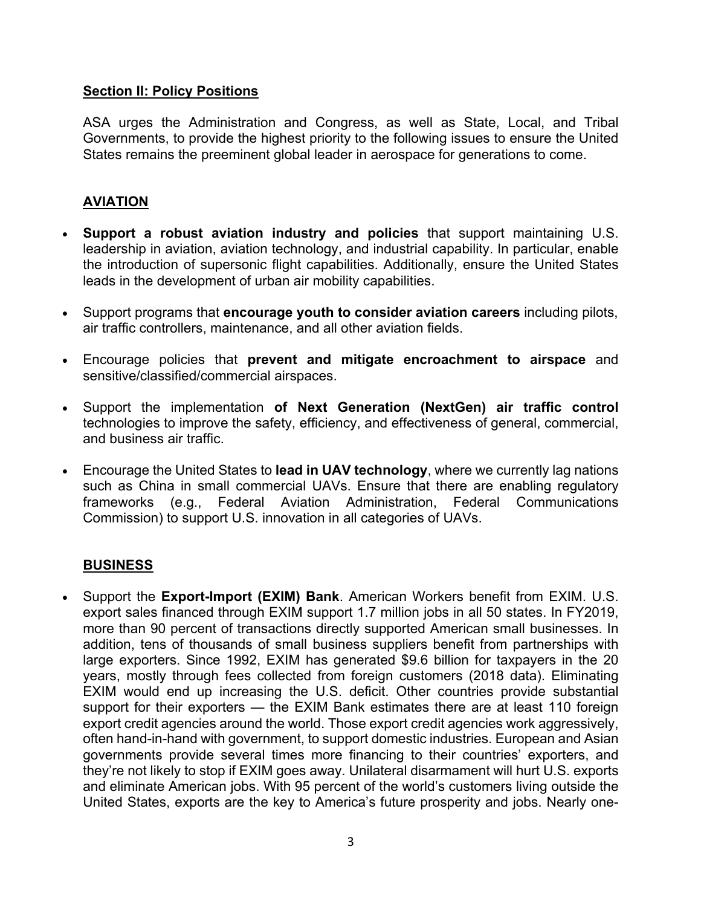## Section II: Policy Positions

ASA urges the Administration and Congress, as well as State, Local, and Tribal Governments, to provide the highest priority to the following issues to ensure the United States remains the preeminent global leader in aerospace for generations to come.

### AVIATION

- **Support a robust aviation industry and policies** that support maintaining U.S. leadership in aviation, aviation technology, and industrial capability. In particular, enable the introduction of supersonic flight capabilities. Additionally, ensure the United States leads in the development of urban air mobility capabilities.
- Support programs that **encourage youth to consider aviation careers** including pilots, air traffic controllers, maintenance, and all other aviation fields.
- Encourage policies that **prevent and mitigate encroachment to airspace** and sensitive/classified/commercial airspaces.
- Support the implementation **of Next Generation (NextGen) air traffic control** technologies to improve the safety, efficiency, and effectiveness of general, commercial, and business air traffic.
- Encourage the United States to **lead in UAV technology**, where we currently lag nations such as China in small commercial UAVs. Ensure that there are enabling regulatory frameworks (e.g., Federal Aviation Administration, Federal Communications Commission) to support U.S. innovation in all categories of UAVs.

### BUSINESS

- Support the **Export-Import (EXIM) Bank**. American Workers benefit from EXIM. U.S. export sales financed through EXIM support 1.7 million jobs in all 50 states. In FY2019, more than 90 percent of transactions directly supported American small businesses. In addition, tens of thousands of small business suppliers benefit from partnerships with large exporters. Since 1992, EXIM has generated $9.6 billion for taxpayers in the 20 years, mostly through fees collected from foreign customers (2018 data). Eliminating EXIM would end up increasing the U.S. deficit. Other countries provide substantial support for their exporters — the EXIM Bank estimates there are at least 110 foreign export credit agencies around the world. Those export credit agencies work aggressively, often hand-in-hand with government, to support domestic industries. European and Asian governments provide several times more financing to their countries' exporters, and they're not likely to stop if EXIM goes away. Unilateral disarmament will hurt U.S. exports and eliminate American jobs. With 95 percent of the world's customers living outside the United States, exports are the key to America's future prosperity and jobs. Nearly one-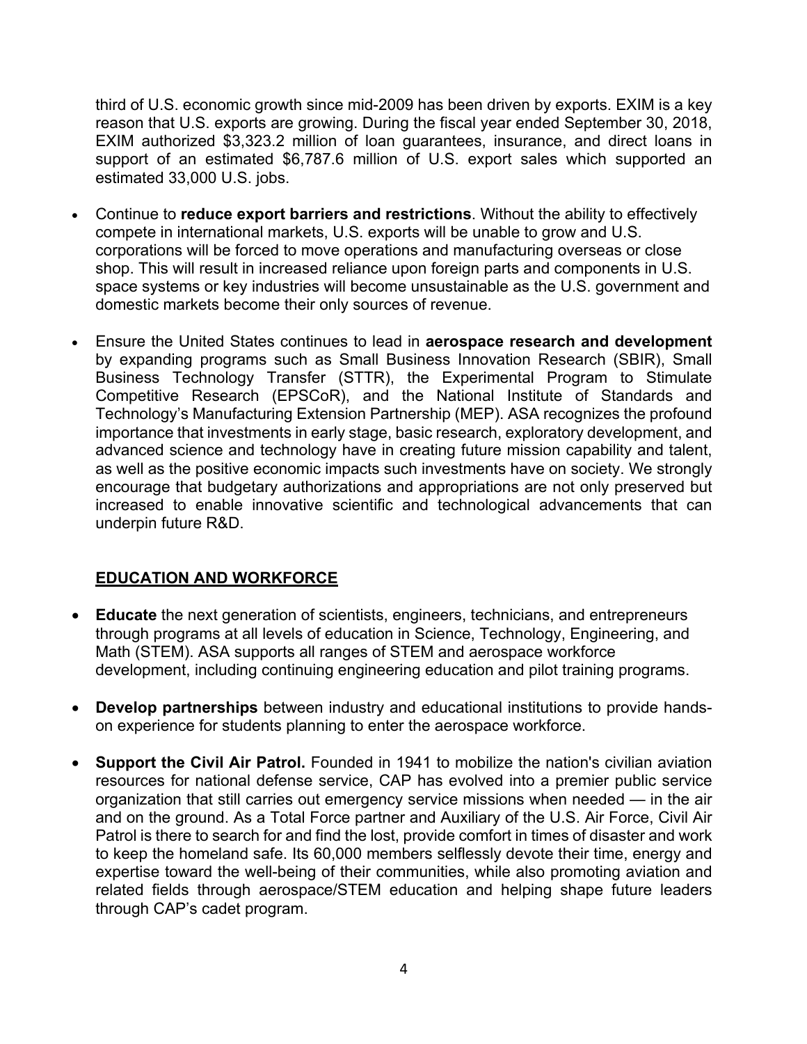third of U.S. economic growth since mid-2009 has been driven by exports. EXIM is a key reason that U.S. exports are growing. During the fiscal year ended September 30, 2018, EXIM authorized $3,323.2 million of loan guarantees, insurance, and direct loans in support of an estimated $6,787.6 million of U.S. export sales which supported an estimated 33,000 U.S. jobs.

- Continue to **reduce export barriers and restrictions**. Without the ability to effectively compete in international markets, U.S. exports will be unable to grow and U.S. corporations will be forced to move operations and manufacturing overseas or close shop. This will result in increased reliance upon foreign parts and components in U.S. space systems or key industries will become unsustainable as the U.S. government and domestic markets become their only sources of revenue.
- Ensure the United States continues to lead in **aerospace research and development** by expanding programs such as Small Business Innovation Research (SBIR), Small Business Technology Transfer (STTR), the Experimental Program to Stimulate Competitive Research (EPSCoR), and the National Institute of Standards and Technology's Manufacturing Extension Partnership (MEP). ASA recognizes the profound importance that investments in early stage, basic research, exploratory development, and advanced science and technology have in creating future mission capability and talent, as well as the positive economic impacts such investments have on society. We strongly encourage that budgetary authorizations and appropriations are not only preserved but increased to enable innovative scientific and technological advancements that can underpin future R&D.

## EDUCATION AND WORKFORCE

- **Educate** the next generation of scientists, engineers, technicians, and entrepreneurs through programs at all levels of education in Science, Technology, Engineering, and Math (STEM). ASA supports all ranges of STEM and aerospace workforce development, including continuing engineering education and pilot training programs.
- **Develop partnerships** between industry and educational institutions to provide hands-on experience for students planning to enter the aerospace workforce.
- **Support the Civil Air Patrol.** Founded in 1941 to mobilize the nation's civilian aviation resources for national defense service, CAP has evolved into a premier public service organization that still carries out emergency service missions when needed — in the air and on the ground. As a Total Force partner and Auxiliary of the U.S. Air Force, Civil Air Patrol is there to search for and find the lost, provide comfort in times of disaster and work to keep the homeland safe. Its 60,000 members selflessly devote their time, energy and expertise toward the well-being of their communities, while also promoting aviation and related fields through aerospace/STEM education and helping shape future leaders through CAP's cadet program.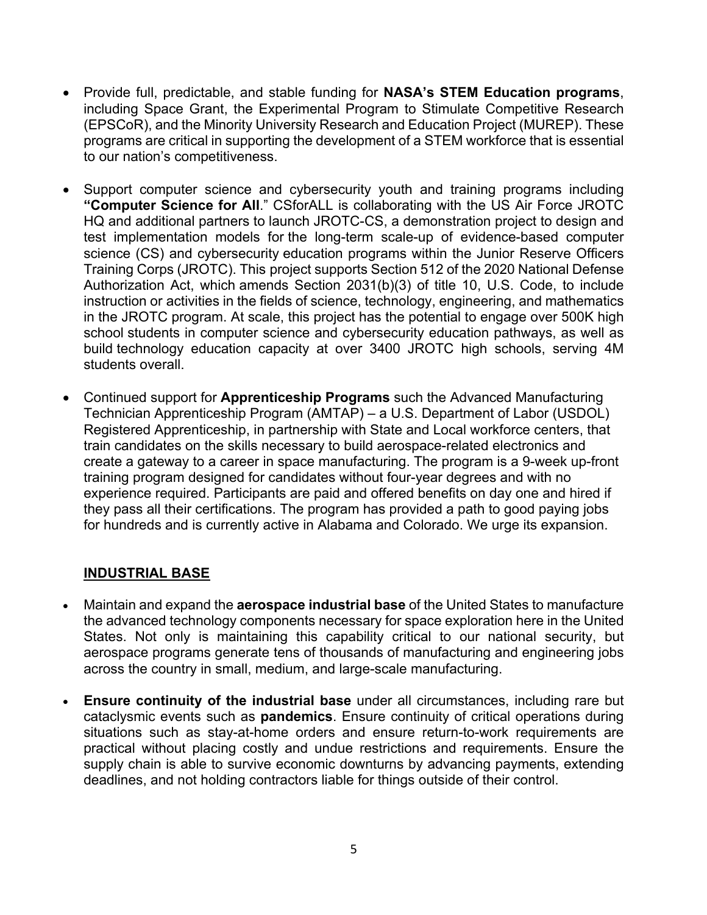- Provide full, predictable, and stable funding for **NASA's STEM Education programs**, including Space Grant, the Experimental Program to Stimulate Competitive Research (EPSCoR), and the Minority University Research and Education Project (MUREP). These programs are critical in supporting the development of a STEM workforce that is essential to our nation's competitiveness.

- Support computer science and cybersecurity youth and training programs including **"Computer Science for All**." CSforALL is collaborating with the US Air Force JROTC HQ and additional partners to launch JROTC-CS, a demonstration project to design and test implementation models for the long-term scale-up of evidence-based computer science (CS) and cybersecurity education programs within the Junior Reserve Officers Training Corps (JROTC). This project supports Section 512 of the 2020 National Defense Authorization Act, which amends Section 2031(b)(3) of title 10, U.S. Code, to include instruction or activities in the fields of science, technology, engineering, and mathematics in the JROTC program. At scale, this project has the potential to engage over 500K high school students in computer science and cybersecurity education pathways, as well as build technology education capacity at over 3400 JROTC high schools, serving 4M students overall.

- Continued support for **Apprenticeship Programs** such the Advanced Manufacturing Technician Apprenticeship Program (AMTAP) – a U.S. Department of Labor (USDOL) Registered Apprenticeship, in partnership with State and Local workforce centers, that train candidates on the skills necessary to build aerospace-related electronics and create a gateway to a career in space manufacturing. The program is a 9-week up-front training program designed for candidates without four-year degrees and with no experience required. Participants are paid and offered benefits on day one and hired if they pass all their certifications. The program has provided a path to good paying jobs for hundreds and is currently active in Alabama and Colorado. We urge its expansion.

## INDUSTRIAL BASE

- Maintain and expand the **aerospace industrial base** of the United States to manufacture the advanced technology components necessary for space exploration here in the United States. Not only is maintaining this capability critical to our national security, but aerospace programs generate tens of thousands of manufacturing and engineering jobs across the country in small, medium, and large-scale manufacturing.

- **Ensure continuity of the industrial base** under all circumstances, including rare but cataclysmic events such as **pandemics**. Ensure continuity of critical operations during situations such as stay-at-home orders and ensure return-to-work requirements are practical without placing costly and undue restrictions and requirements. Ensure the supply chain is able to survive economic downturns by advancing payments, extending deadlines, and not holding contractors liable for things outside of their control.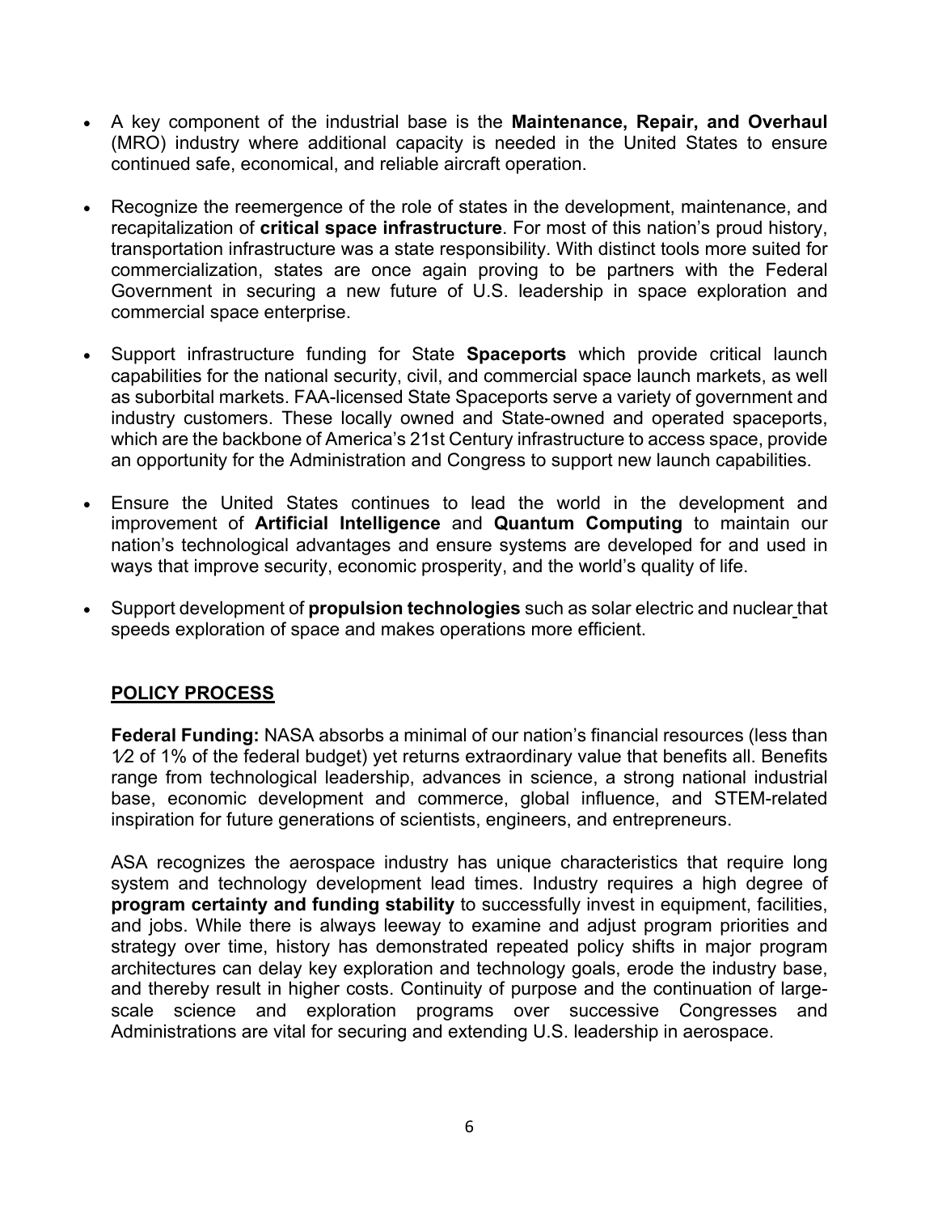- A key component of the industrial base is the **Maintenance, Repair, and Overhaul** (MRO) industry where additional capacity is needed in the United States to ensure continued safe, economical, and reliable aircraft operation.

- Recognize the reemergence of the role of states in the development, maintenance, and recapitalization of **critical space infrastructure**. For most of this nation's proud history, transportation infrastructure was a state responsibility. With distinct tools more suited for commercialization, states are once again proving to be partners with the Federal Government in securing a new future of U.S. leadership in space exploration and commercial space enterprise.

- Support infrastructure funding for State **Spaceports** which provide critical launch capabilities for the national security, civil, and commercial space launch markets, as well as suborbital markets. FAA-licensed State Spaceports serve a variety of government and industry customers. These locally owned and State-owned and operated spaceports, which are the backbone of America's 21st Century infrastructure to access space, provide an opportunity for the Administration and Congress to support new launch capabilities.

- Ensure the United States continues to lead the world in the development and improvement of **Artificial Intelligence** and **Quantum Computing** to maintain our nation's technological advantages and ensure systems are developed for and used in ways that improve security, economic prosperity, and the world's quality of life.

- Support development of **propulsion technologies** such as solar electric and nuclear that speeds exploration of space and makes operations more efficient.

## POLICY PROCESS

**Federal Funding:** NASA absorbs a minimal of our nation's financial resources (less than ½ of 1% of the federal budget) yet returns extraordinary value that benefits all. Benefits range from technological leadership, advances in science, a strong national industrial base, economic development and commerce, global influence, and STEM-related inspiration for future generations of scientists, engineers, and entrepreneurs.

ASA recognizes the aerospace industry has unique characteristics that require long system and technology development lead times. Industry requires a high degree of **program certainty and funding stability** to successfully invest in equipment, facilities, and jobs. While there is always leeway to examine and adjust program priorities and strategy over time, history has demonstrated repeated policy shifts in major program architectures can delay key exploration and technology goals, erode the industry base, and thereby result in higher costs. Continuity of purpose and the continuation of large-scale science and exploration programs over successive Congresses and Administrations are vital for securing and extending U.S. leadership in aerospace.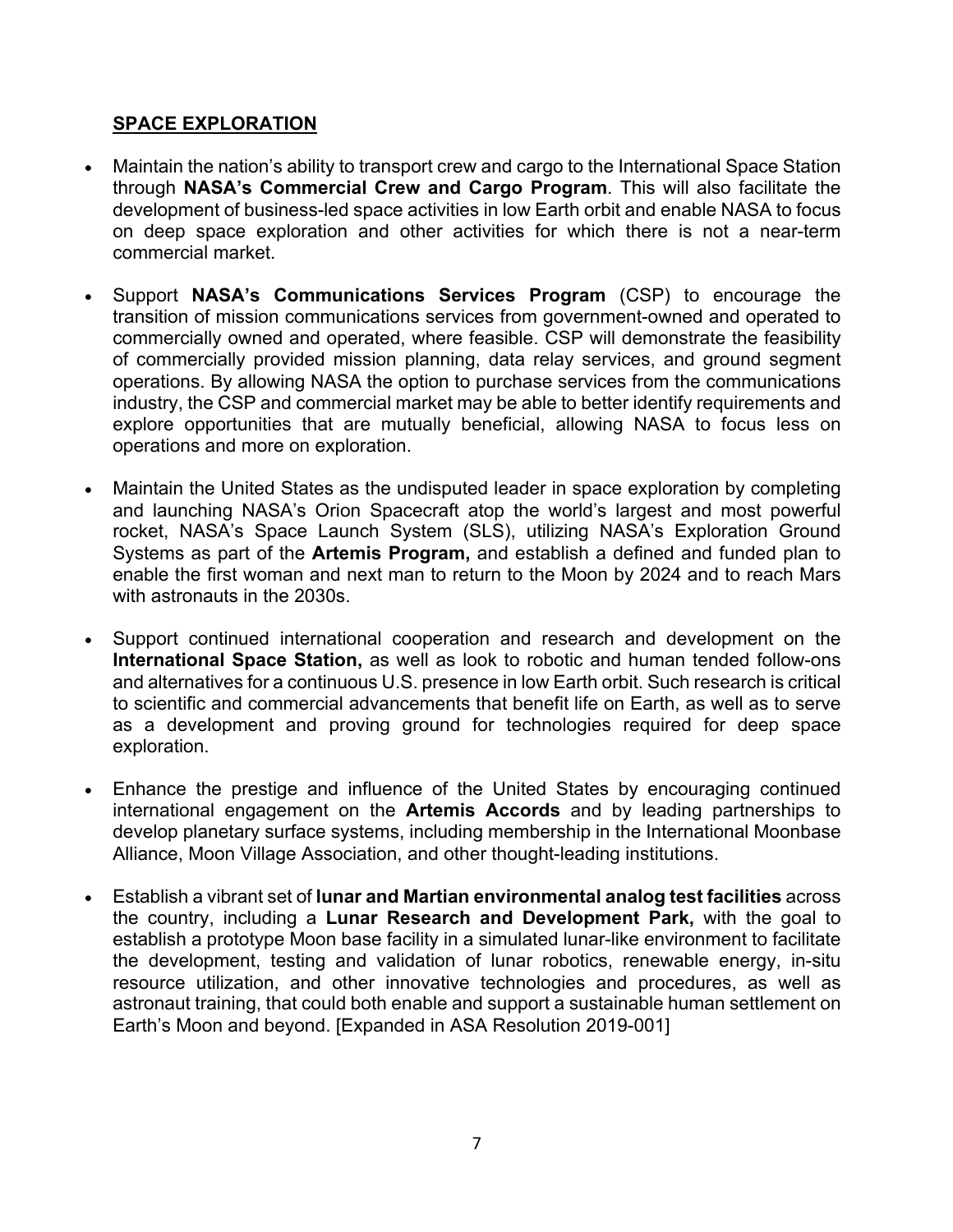## SPACE EXPLORATION

- Maintain the nation's ability to transport crew and cargo to the International Space Station through **NASA's Commercial Crew and Cargo Program**. This will also facilitate the development of business-led space activities in low Earth orbit and enable NASA to focus on deep space exploration and other activities for which there is not a near-term commercial market.

- Support **NASA's Communications Services Program** (CSP) to encourage the transition of mission communications services from government-owned and operated to commercially owned and operated, where feasible. CSP will demonstrate the feasibility of commercially provided mission planning, data relay services, and ground segment operations. By allowing NASA the option to purchase services from the communications industry, the CSP and commercial market may be able to better identify requirements and explore opportunities that are mutually beneficial, allowing NASA to focus less on operations and more on exploration.

- Maintain the United States as the undisputed leader in space exploration by completing and launching NASA's Orion Spacecraft atop the world's largest and most powerful rocket, NASA's Space Launch System (SLS), utilizing NASA's Exploration Ground Systems as part of the **Artemis Program,** and establish a defined and funded plan to enable the first woman and next man to return to the Moon by 2024 and to reach Mars with astronauts in the 2030s.

- Support continued international cooperation and research and development on the **International Space Station,** as well as look to robotic and human tended follow-ons and alternatives for a continuous U.S. presence in low Earth orbit. Such research is critical to scientific and commercial advancements that benefit life on Earth, as well as to serve as a development and proving ground for technologies required for deep space exploration.

- Enhance the prestige and influence of the United States by encouraging continued international engagement on the **Artemis Accords** and by leading partnerships to develop planetary surface systems, including membership in the International Moonbase Alliance, Moon Village Association, and other thought-leading institutions.

- Establish a vibrant set of **lunar and Martian environmental analog test facilities** across the country, including a **Lunar Research and Development Park,** with the goal to establish a prototype Moon base facility in a simulated lunar-like environment to facilitate the development, testing and validation of lunar robotics, renewable energy, in-situ resource utilization, and other innovative technologies and procedures, as well as astronaut training, that could both enable and support a sustainable human settlement on Earth's Moon and beyond. [Expanded in ASA Resolution 2019-001]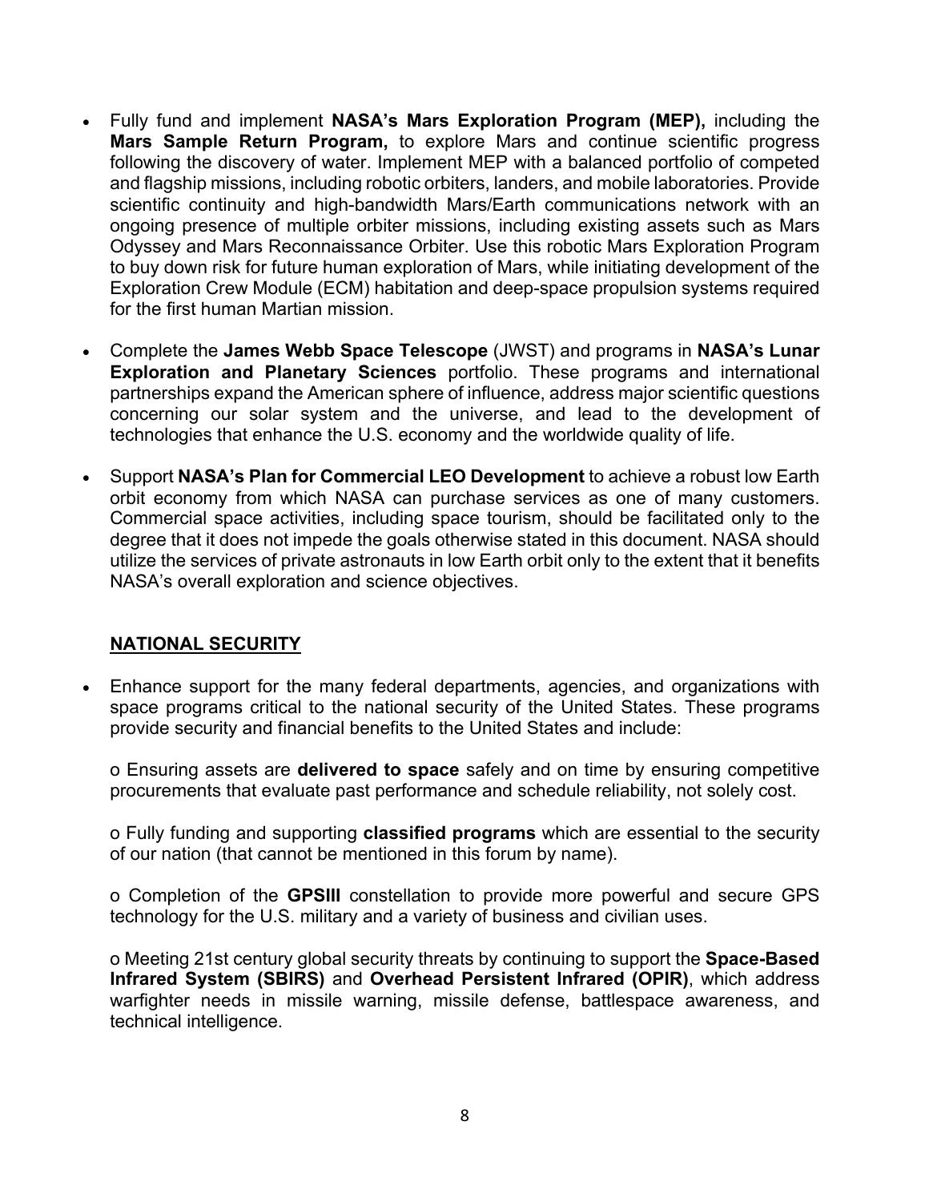- Fully fund and implement **NASA's Mars Exploration Program (MEP),** including the **Mars Sample Return Program,** to explore Mars and continue scientific progress following the discovery of water. Implement MEP with a balanced portfolio of competed and flagship missions, including robotic orbiters, landers, and mobile laboratories. Provide scientific continuity and high-bandwidth Mars/Earth communications network with an ongoing presence of multiple orbiter missions, including existing assets such as Mars Odyssey and Mars Reconnaissance Orbiter. Use this robotic Mars Exploration Program to buy down risk for future human exploration of Mars, while initiating development of the Exploration Crew Module (ECM) habitation and deep-space propulsion systems required for the first human Martian mission.

- Complete the **James Webb Space Telescope** (JWST) and programs in **NASA's Lunar Exploration and Planetary Sciences** portfolio. These programs and international partnerships expand the American sphere of influence, address major scientific questions concerning our solar system and the universe, and lead to the development of technologies that enhance the U.S. economy and the worldwide quality of life.

- Support **NASA's Plan for Commercial LEO Development** to achieve a robust low Earth orbit economy from which NASA can purchase services as one of many customers. Commercial space activities, including space tourism, should be facilitated only to the degree that it does not impede the goals otherwise stated in this document. NASA should utilize the services of private astronauts in low Earth orbit only to the extent that it benefits NASA's overall exploration and science objectives.

## NATIONAL SECURITY

- Enhance support for the many federal departments, agencies, and organizations with space programs critical to the national security of the United States. These programs provide security and financial benefits to the United States and include:

  o Ensuring assets are **delivered to space** safely and on time by ensuring competitive procurements that evaluate past performance and schedule reliability, not solely cost.

  o Fully funding and supporting **classified programs** which are essential to the security of our nation (that cannot be mentioned in this forum by name).

  o Completion of the **GPSIII** constellation to provide more powerful and secure GPS technology for the U.S. military and a variety of business and civilian uses.

  o Meeting 21st century global security threats by continuing to support the **Space-Based Infrared System (SBIRS)** and **Overhead Persistent Infrared (OPIR)**, which address warfighter needs in missile warning, missile defense, battlespace awareness, and technical intelligence.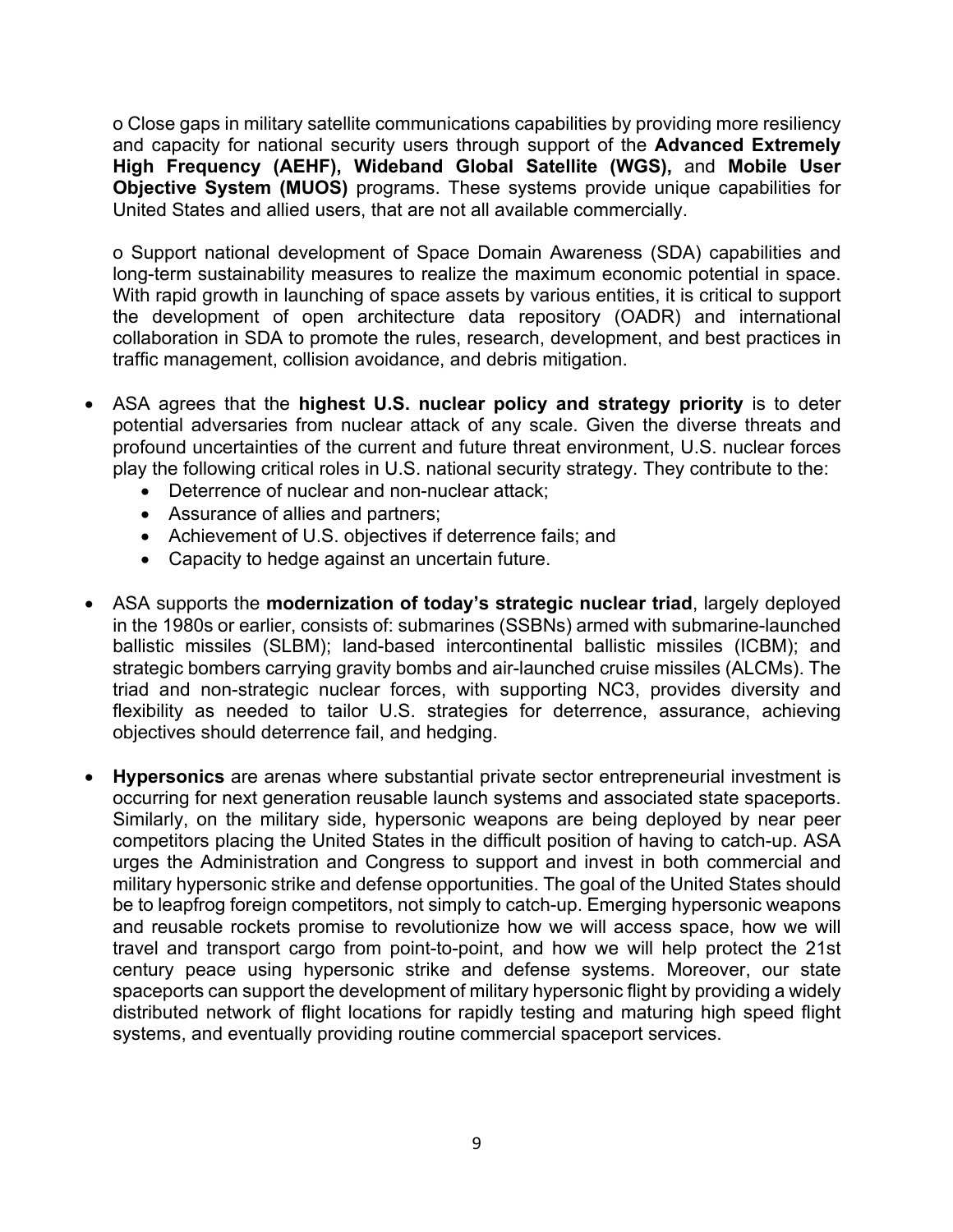o Close gaps in military satellite communications capabilities by providing more resiliency and capacity for national security users through support of the **Advanced Extremely High Frequency (AEHF), Wideband Global Satellite (WGS),** and **Mobile User Objective System (MUOS)** programs. These systems provide unique capabilities for United States and allied users, that are not all available commercially.

o Support national development of Space Domain Awareness (SDA) capabilities and long-term sustainability measures to realize the maximum economic potential in space. With rapid growth in launching of space assets by various entities, it is critical to support the development of open architecture data repository (OADR) and international collaboration in SDA to promote the rules, research, development, and best practices in traffic management, collision avoidance, and debris mitigation.

- ASA agrees that the **highest U.S. nuclear policy and strategy priority** is to deter potential adversaries from nuclear attack of any scale. Given the diverse threats and profound uncertainties of the current and future threat environment, U.S. nuclear forces play the following critical roles in U.S. national security strategy. They contribute to the:
  - Deterrence of nuclear and non-nuclear attack;
  - Assurance of allies and partners;
  - Achievement of U.S. objectives if deterrence fails; and
  - Capacity to hedge against an uncertain future.

- ASA supports the **modernization of today's strategic nuclear triad**, largely deployed in the 1980s or earlier, consists of: submarines (SSBNs) armed with submarine-launched ballistic missiles (SLBM); land-based intercontinental ballistic missiles (ICBM); and strategic bombers carrying gravity bombs and air-launched cruise missiles (ALCMs). The triad and non-strategic nuclear forces, with supporting NC3, provides diversity and flexibility as needed to tailor U.S. strategies for deterrence, assurance, achieving objectives should deterrence fail, and hedging.

- **Hypersonics** are arenas where substantial private sector entrepreneurial investment is occurring for next generation reusable launch systems and associated state spaceports. Similarly, on the military side, hypersonic weapons are being deployed by near peer competitors placing the United States in the difficult position of having to catch-up. ASA urges the Administration and Congress to support and invest in both commercial and military hypersonic strike and defense opportunities. The goal of the United States should be to leapfrog foreign competitors, not simply to catch-up. Emerging hypersonic weapons and reusable rockets promise to revolutionize how we will access space, how we will travel and transport cargo from point-to-point, and how we will help protect the 21st century peace using hypersonic strike and defense systems. Moreover, our state spaceports can support the development of military hypersonic flight by providing a widely distributed network of flight locations for rapidly testing and maturing high speed flight systems, and eventually providing routine commercial spaceport services.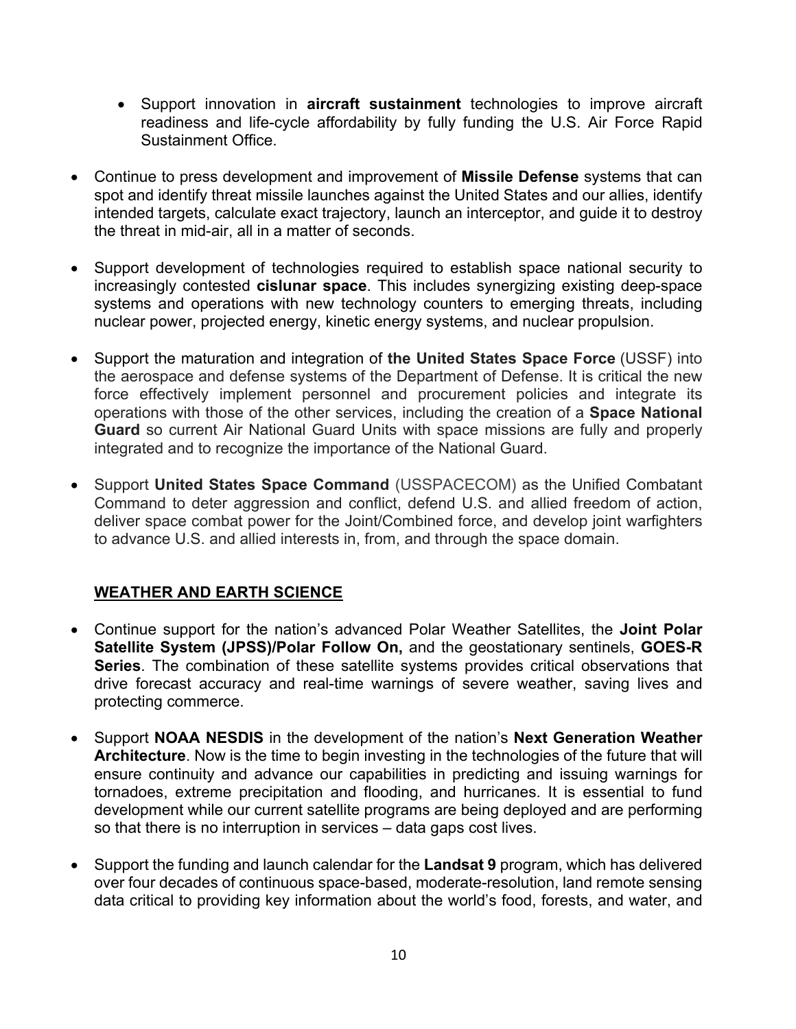- Support innovation in **aircraft sustainment** technologies to improve aircraft readiness and life-cycle affordability by fully funding the U.S. Air Force Rapid Sustainment Office.

- Continue to press development and improvement of **Missile Defense** systems that can spot and identify threat missile launches against the United States and our allies, identify intended targets, calculate exact trajectory, launch an interceptor, and guide it to destroy the threat in mid-air, all in a matter of seconds.

- Support development of technologies required to establish space national security to increasingly contested **cislunar space**. This includes synergizing existing deep-space systems and operations with new technology counters to emerging threats, including nuclear power, projected energy, kinetic energy systems, and nuclear propulsion.

- Support the maturation and integration of **the United States Space Force** (USSF) into the aerospace and defense systems of the Department of Defense. It is critical the new force effectively implement personnel and procurement policies and integrate its operations with those of the other services, including the creation of a **Space National Guard** so current Air National Guard Units with space missions are fully and properly integrated and to recognize the importance of the National Guard.

- Support **United States Space Command** (USSPACECOM) as the Unified Combatant Command to deter aggression and conflict, defend U.S. and allied freedom of action, deliver space combat power for the Joint/Combined force, and develop joint warfighters to advance U.S. and allied interests in, from, and through the space domain.

## WEATHER AND EARTH SCIENCE

- Continue support for the nation's advanced Polar Weather Satellites, the **Joint Polar Satellite System (JPSS)/Polar Follow On,** and the geostationary sentinels, **GOES-R Series**. The combination of these satellite systems provides critical observations that drive forecast accuracy and real-time warnings of severe weather, saving lives and protecting commerce.

- Support **NOAA NESDIS** in the development of the nation's **Next Generation Weather Architecture**. Now is the time to begin investing in the technologies of the future that will ensure continuity and advance our capabilities in predicting and issuing warnings for tornadoes, extreme precipitation and flooding, and hurricanes. It is essential to fund development while our current satellite programs are being deployed and are performing so that there is no interruption in services – data gaps cost lives.

- Support the funding and launch calendar for the **Landsat 9** program, which has delivered over four decades of continuous space-based, moderate-resolution, land remote sensing data critical to providing key information about the world's food, forests, and water, and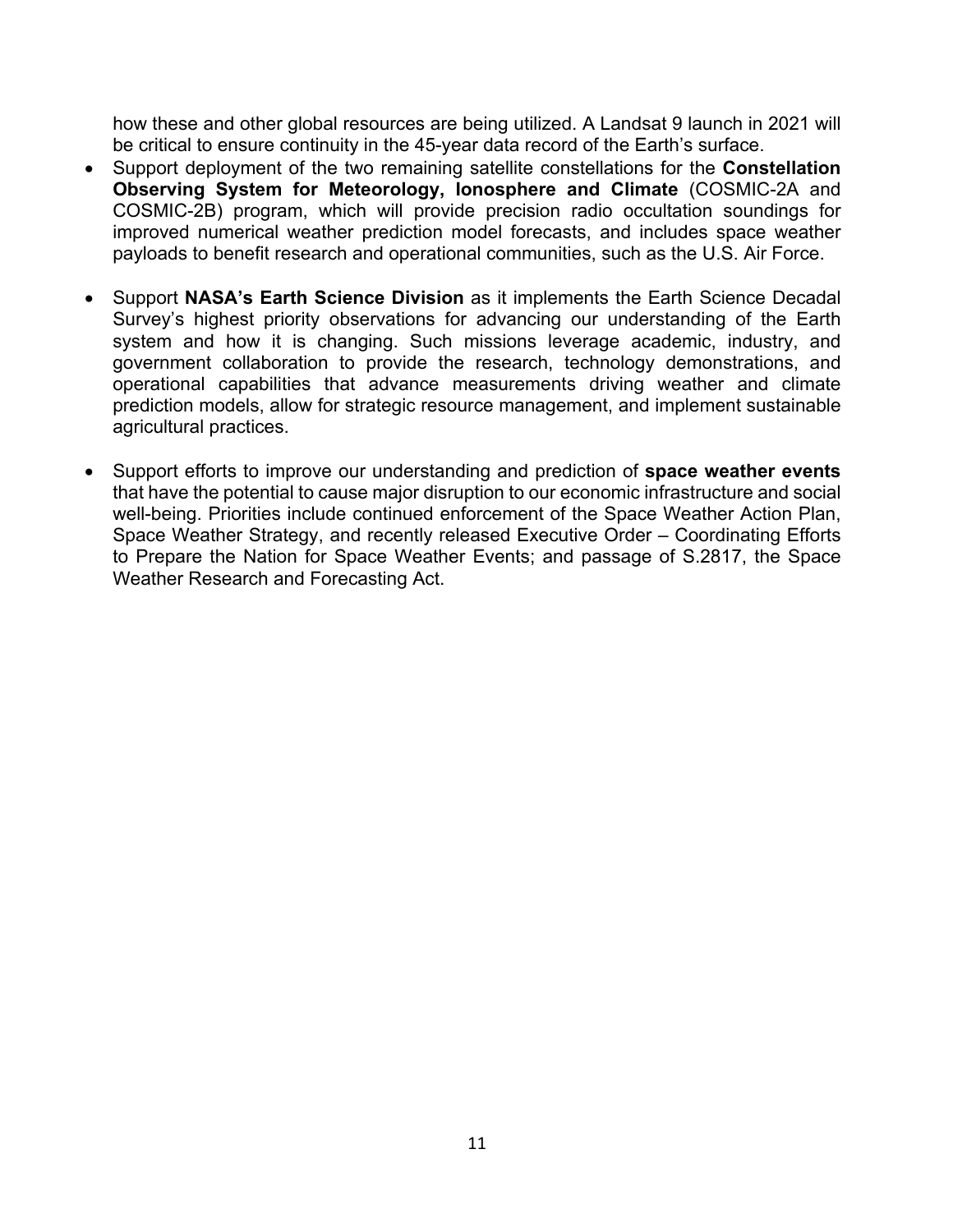how these and other global resources are being utilized. A Landsat 9 launch in 2021 will be critical to ensure continuity in the 45-year data record of the Earth's surface.

- Support deployment of the two remaining satellite constellations for the **Constellation Observing System for Meteorology, Ionosphere and Climate** (COSMIC-2A and COSMIC-2B) program, which will provide precision radio occultation soundings for improved numerical weather prediction model forecasts, and includes space weather payloads to benefit research and operational communities, such as the U.S. Air Force.

- Support **NASA's Earth Science Division** as it implements the Earth Science Decadal Survey's highest priority observations for advancing our understanding of the Earth system and how it is changing. Such missions leverage academic, industry, and government collaboration to provide the research, technology demonstrations, and operational capabilities that advance measurements driving weather and climate prediction models, allow for strategic resource management, and implement sustainable agricultural practices.

- Support efforts to improve our understanding and prediction of **space weather events** that have the potential to cause major disruption to our economic infrastructure and social well-being. Priorities include continued enforcement of the Space Weather Action Plan, Space Weather Strategy, and recently released Executive Order – Coordinating Efforts to Prepare the Nation for Space Weather Events; and passage of S.2817, the Space Weather Research and Forecasting Act.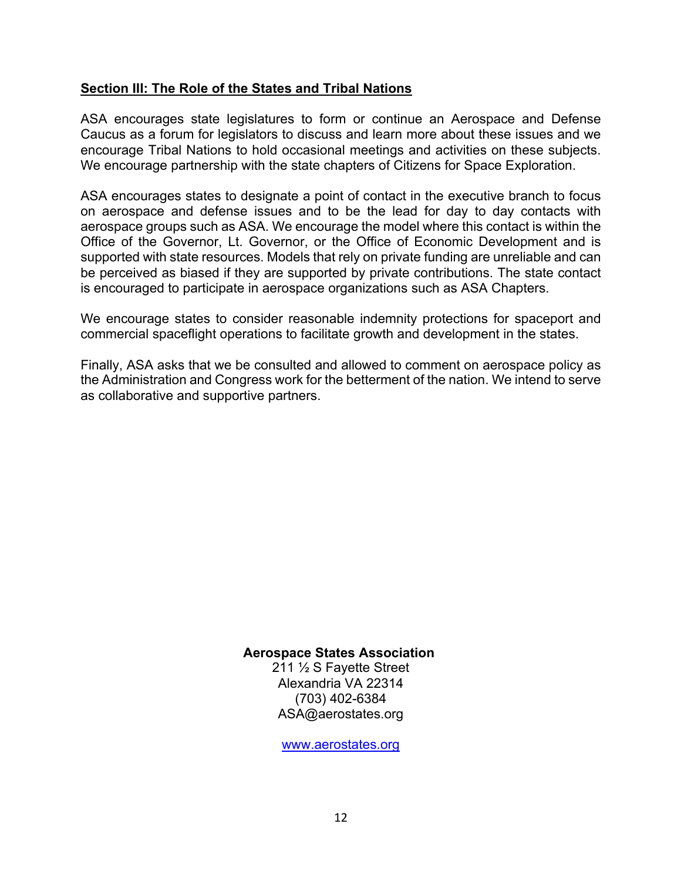## Section III: The Role of the States and Tribal Nations

ASA encourages state legislatures to form or continue an Aerospace and Defense Caucus as a forum for legislators to discuss and learn more about these issues and we encourage Tribal Nations to hold occasional meetings and activities on these subjects. We encourage partnership with the state chapters of Citizens for Space Exploration.

ASA encourages states to designate a point of contact in the executive branch to focus on aerospace and defense issues and to be the lead for day to day contacts with aerospace groups such as ASA. We encourage the model where this contact is within the Office of the Governor, Lt. Governor, or the Office of Economic Development and is supported with state resources. Models that rely on private funding are unreliable and can be perceived as biased if they are supported by private contributions. The state contact is encouraged to participate in aerospace organizations such as ASA Chapters.

We encourage states to consider reasonable indemnity protections for spaceport and commercial spaceflight operations to facilitate growth and development in the states.

Finally, ASA asks that we be consulted and allowed to comment on aerospace policy as the Administration and Congress work for the betterment of the nation. We intend to serve as collaborative and supportive partners.

**Aerospace States Association**
211 ½ S Fayette Street
Alexandria VA 22314
(703) 402-6384
ASA@aerostates.org

www.aerostates.org